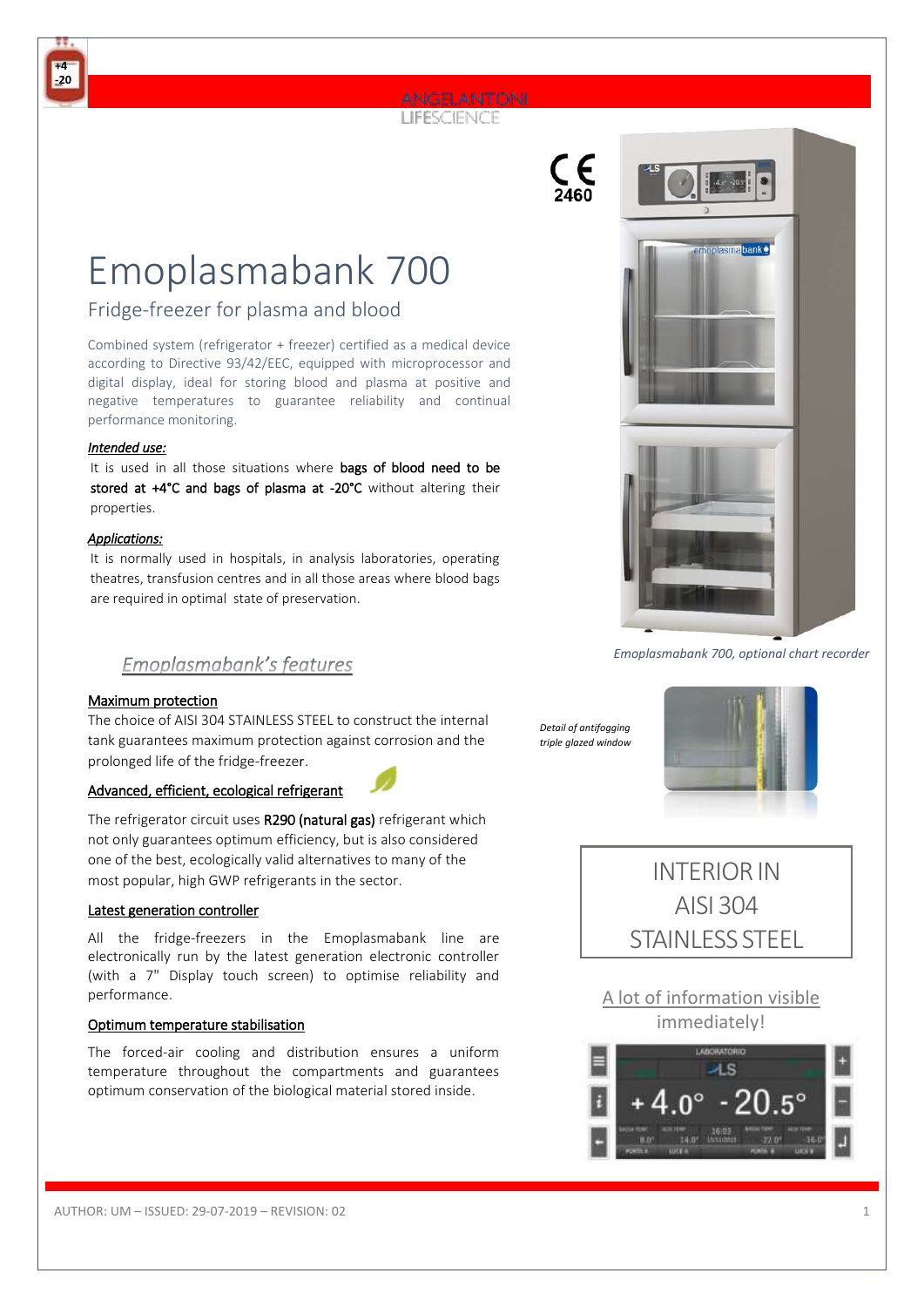ANGELANTONI LIFESCIENCE

CE 2460

# Emoplasmabank 700

## Fridge-freezer for plasma and blood

Combined system (refrigerator + freezer) certified as a medical device according to Directive 93/42/EEC, equipped with microprocessor and digital display, ideal for storing blood and plasma at positive and negative temperatures to guarantee reliability and continual performance monitoring.

***Intended use:***

It is used in all those situations where **bags of blood need to be stored at +4°C and bags of plasma at -20°C** without altering their properties.

***Applications:***

It is normally used in hospitals, in analysis laboratories, operating theatres, transfusion centres and in all those areas where blood bags are required in optimal state of preservation.

*Emoplasmabank 700, optional chart recorder*

## *Emoplasmabank's features*

**Maximum protection**

The choice of AISI 304 STAINLESS STEEL to construct the internal tank guarantees maximum protection against corrosion and the prolonged life of the fridge-freezer.

**Advanced, efficient, ecological refrigerant**

The refrigerator circuit uses **R290 (natural gas)** refrigerant which not only guarantees optimum efficiency, but is also considered one of the best, ecologically valid alternatives to many of the most popular, high GWP refrigerants in the sector.

**Latest generation controller**

All the fridge-freezers in the Emoplasmabank line are electronically run by the latest generation electronic controller (with a 7" Display touch screen) to optimise reliability and performance.

**Optimum temperature stabilisation**

The forced-air cooling and distribution ensures a uniform temperature throughout the compartments and guarantees optimum conservation of the biological material stored inside.

*Detail of antifogging triple glazed window*

INTERIOR IN AISI 304 STAINLESS STEEL

A lot of information visible immediately!

AUTHOR: UM – ISSUED: 29-07-2019 – REVISION: 02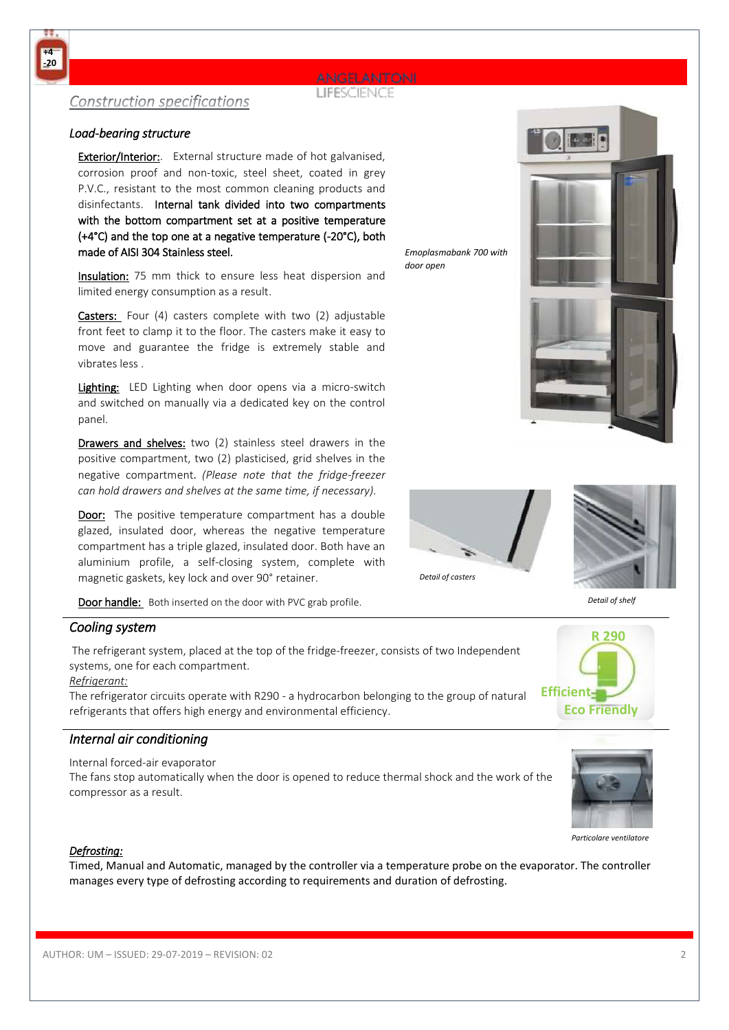## Construction specifications

### Load-bearing structure

**Exterior/Interior:**. External structure made of hot galvanised, corrosion proof and non-toxic, steel sheet, coated in grey P.V.C., resistant to the most common cleaning products and disinfectants. **Internal tank divided into two compartments with the bottom compartment set at a positive temperature (+4°C) and the top one at a negative temperature (-20°C), both made of AISI 304 Stainless steel.**

**Insulation:** 75 mm thick to ensure less heat dispersion and limited energy consumption as a result.

**Casters:** Four (4) casters complete with two (2) adjustable front feet to clamp it to the floor. The casters make it easy to move and guarantee the fridge is extremely stable and vibrates less .

**Lighting:** LED Lighting when door opens via a micro-switch and switched on manually via a dedicated key on the control panel.

**Drawers and shelves:** two (2) stainless steel drawers in the positive compartment, two (2) plasticised, grid shelves in the negative compartment. *(Please note that the fridge-freezer can hold drawers and shelves at the same time, if necessary).*

**Door:** The positive temperature compartment has a double glazed, insulated door, whereas the negative temperature compartment has a triple glazed, insulated door. Both have an aluminium profile, a self-closing system, complete with magnetic gaskets, key lock and over 90° retainer.

**Door handle:** Both inserted on the door with PVC grab profile.

*Emoplasmabank 700 with door open*

*Detail of casters*

*Detail of shelf*

### Cooling system

The refrigerant system, placed at the top of the fridge-freezer, consists of two Independent systems, one for each compartment.

*Refrigerant:*

The refrigerator circuits operate with R290 - a hydrocarbon belonging to the group of natural refrigerants that offers high energy and environmental efficiency.

R 290 Efficient Eco Friendly

### Internal air conditioning

Internal forced-air evaporator

The fans stop automatically when the door is opened to reduce thermal shock and the work of the compressor as a result.

*Particolare ventilatore*

*Defrosting:*

Timed, Manual and Automatic, managed by the controller via a temperature probe on the evaporator. The controller manages every type of defrosting according to requirements and duration of defrosting.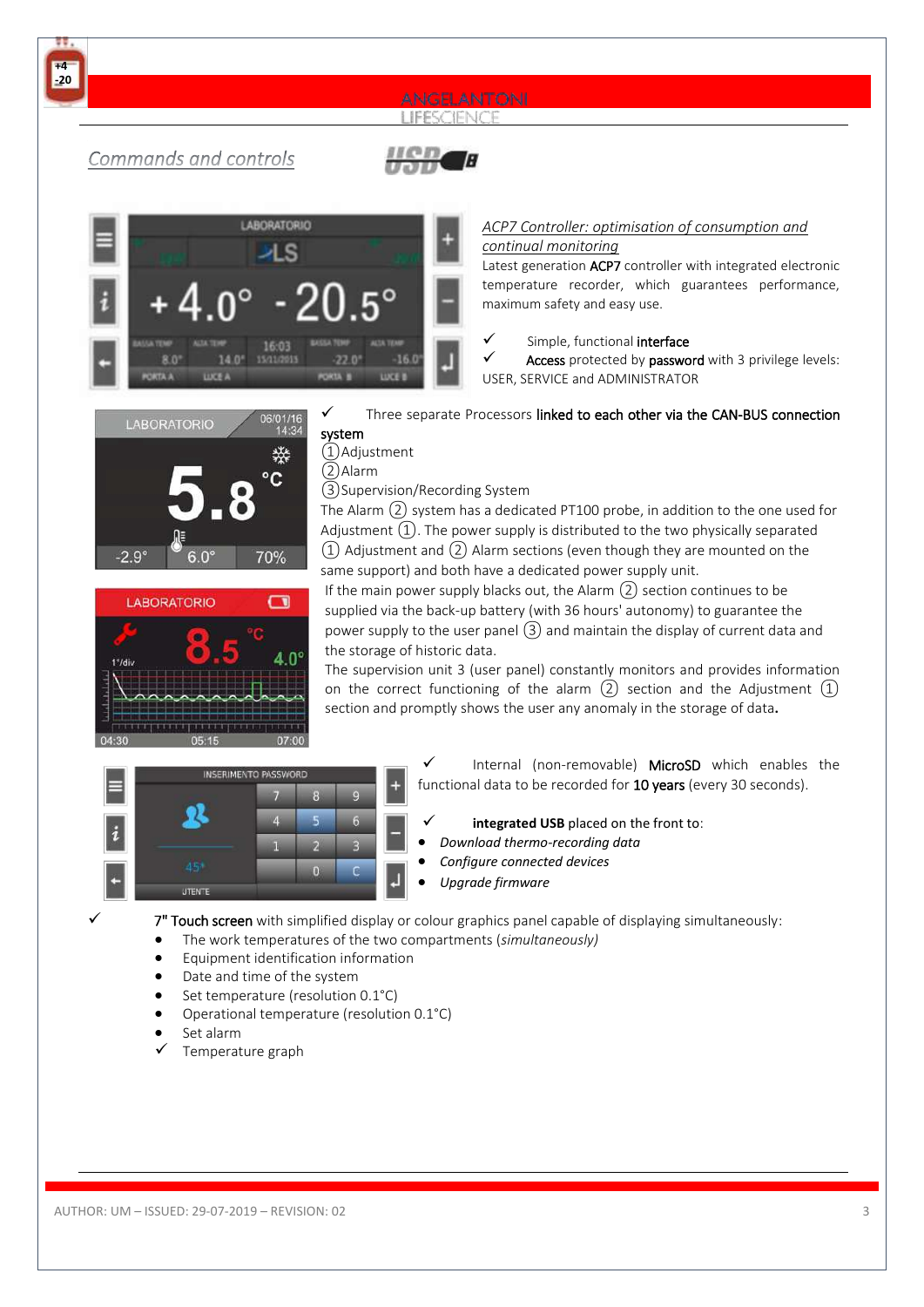## Commands and controls

*ACP7 Controller: optimisation of consumption and continual monitoring*

Latest generation **ACP7** controller with integrated electronic temperature recorder, which guarantees performance, maximum safety and easy use.

✓ Simple, functional **interface**

✓ **Access** protected by **password** with 3 privilege levels: USER, SERVICE and ADMINISTRATOR

✓ Three separate Processors **linked to each other via the CAN-BUS connection system**

① Adjustment
② Alarm
③ Supervision/Recording System

The Alarm ② system has a dedicated PT100 probe, in addition to the one used for Adjustment ①. The power supply is distributed to the two physically separated ① Adjustment and ② Alarm sections (even though they are mounted on the same support) and both have a dedicated power supply unit.

If the main power supply blacks out, the Alarm ② section continues to be supplied via the back-up battery (with 36 hours' autonomy) to guarantee the power supply to the user panel ③ and maintain the display of current data and the storage of historic data.

The supervision unit 3 (user panel) constantly monitors and provides information on the correct functioning of the alarm ② section and the Adjustment ① section and promptly shows the user any anomaly in the storage of data**.**

✓ Internal (non-removable) **MicroSD** which enables the functional data to be recorded for **10 years** (every 30 seconds).

✓ **integrated USB** placed on the front to:

- *Download thermo-recording data*
- *Configure connected devices*
- *Upgrade firmware*

✓ **7" Touch screen** with simplified display or colour graphics panel capable of displaying simultaneously:

- The work temperatures of the two compartments (*simultaneously)*
- Equipment identification information
- Date and time of the system
- Set temperature (resolution 0.1°C)
- Operational temperature (resolution 0.1°C)
- Set alarm
- ✓ Temperature graph

AUTHOR: UM – ISSUED: 29-07-2019 – REVISION: 02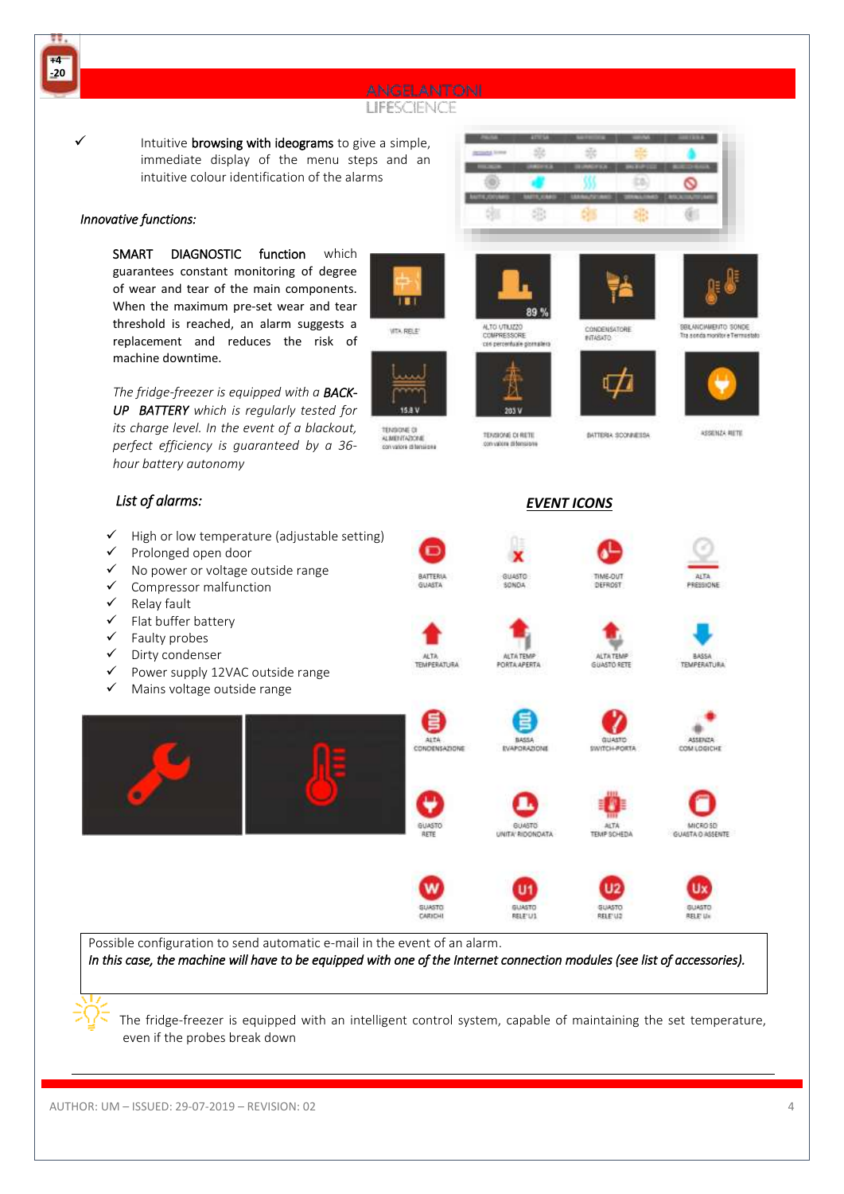- Intuitive **browsing with ideograms** to give a simple, immediate display of the menu steps and an intuitive colour identification of the alarms

*Innovative functions:*

SMART DIAGNOSTIC function which guarantees constant monitoring of degree of wear and tear of the main components. When the maximum pre-set wear and tear threshold is reached, an alarm suggests a replacement and reduces the risk of machine downtime.

*The fridge-freezer is equipped with a **BACK-UP BATTERY** which is regularly tested for its charge level. In the event of a blackout, perfect efficiency is guaranteed by a 36-hour battery autonomy*

*List of alarms:*

- High or low temperature (adjustable setting)
- Prolonged open door
- No power or voltage outside range
- Compressor malfunction
- Relay fault
- Flat buffer battery
- Faulty probes
- Dirty condenser
- Power supply 12VAC outside range
- Mains voltage outside range

***EVENT ICONS***

Possible configuration to send automatic e-mail in the event of an alarm.
*In this case, the machine will have to be equipped with one of the Internet connection modules (see list of accessories).*

The fridge-freezer is equipped with an intelligent control system, capable of maintaining the set temperature, even if the probes break down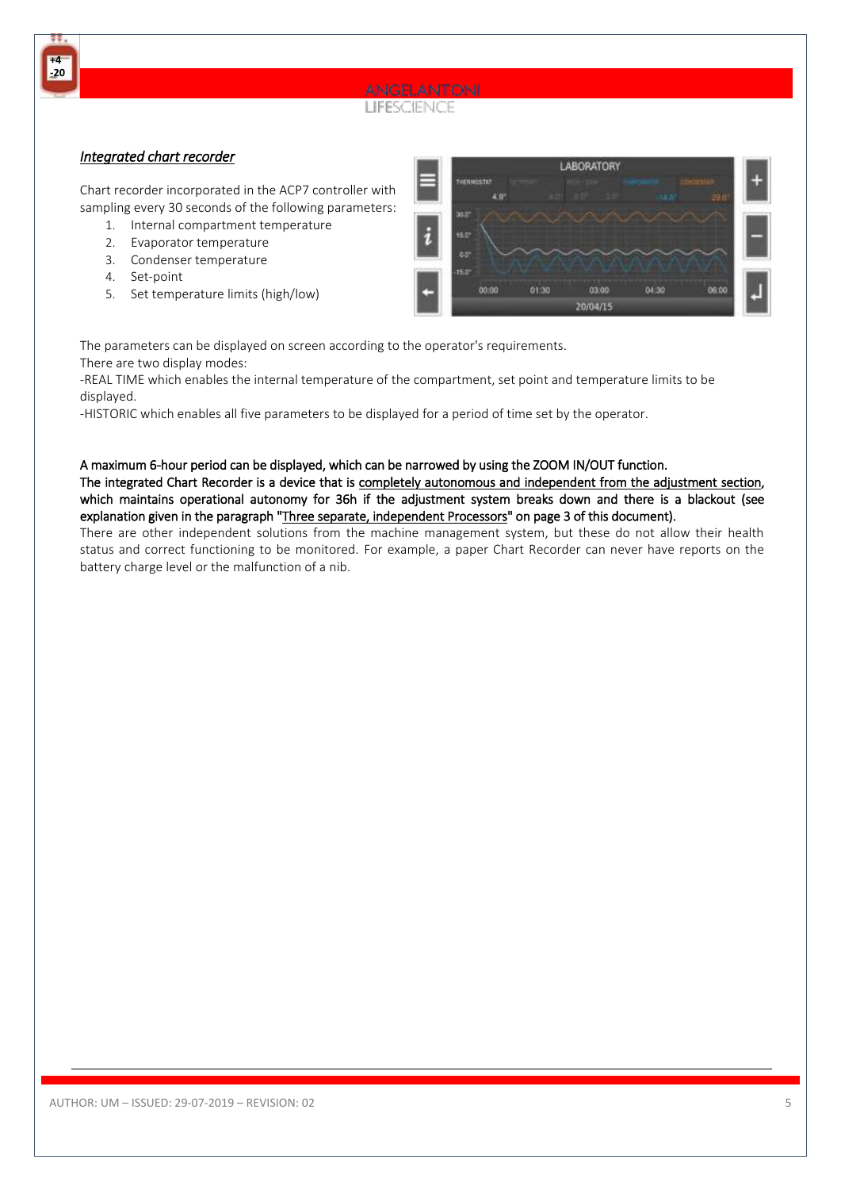## *Integrated chart recorder*

Chart recorder incorporated in the ACP7 controller with sampling every 30 seconds of the following parameters:

1. Internal compartment temperature
2. Evaporator temperature
3. Condenser temperature
4. Set-point
5. Set temperature limits (high/low)

The parameters can be displayed on screen according to the operator's requirements.
There are two display modes:
-REAL TIME which enables the internal temperature of the compartment, set point and temperature limits to be displayed.
-HISTORIC which enables all five parameters to be displayed for a period of time set by the operator.

**A maximum 6-hour period can be displayed, which can be narrowed by using the ZOOM IN/OUT function.**
**The integrated Chart Recorder is a device that is completely autonomous and independent from the adjustment section, which maintains operational autonomy for 36h if the adjustment system breaks down and there is a blackout (see explanation given in the paragraph "Three separate, independent Processors" on page 3 of this document).**
There are other independent solutions from the machine management system, but these do not allow their health status and correct functioning to be monitored. For example, a paper Chart Recorder can never have reports on the battery charge level or the malfunction of a nib.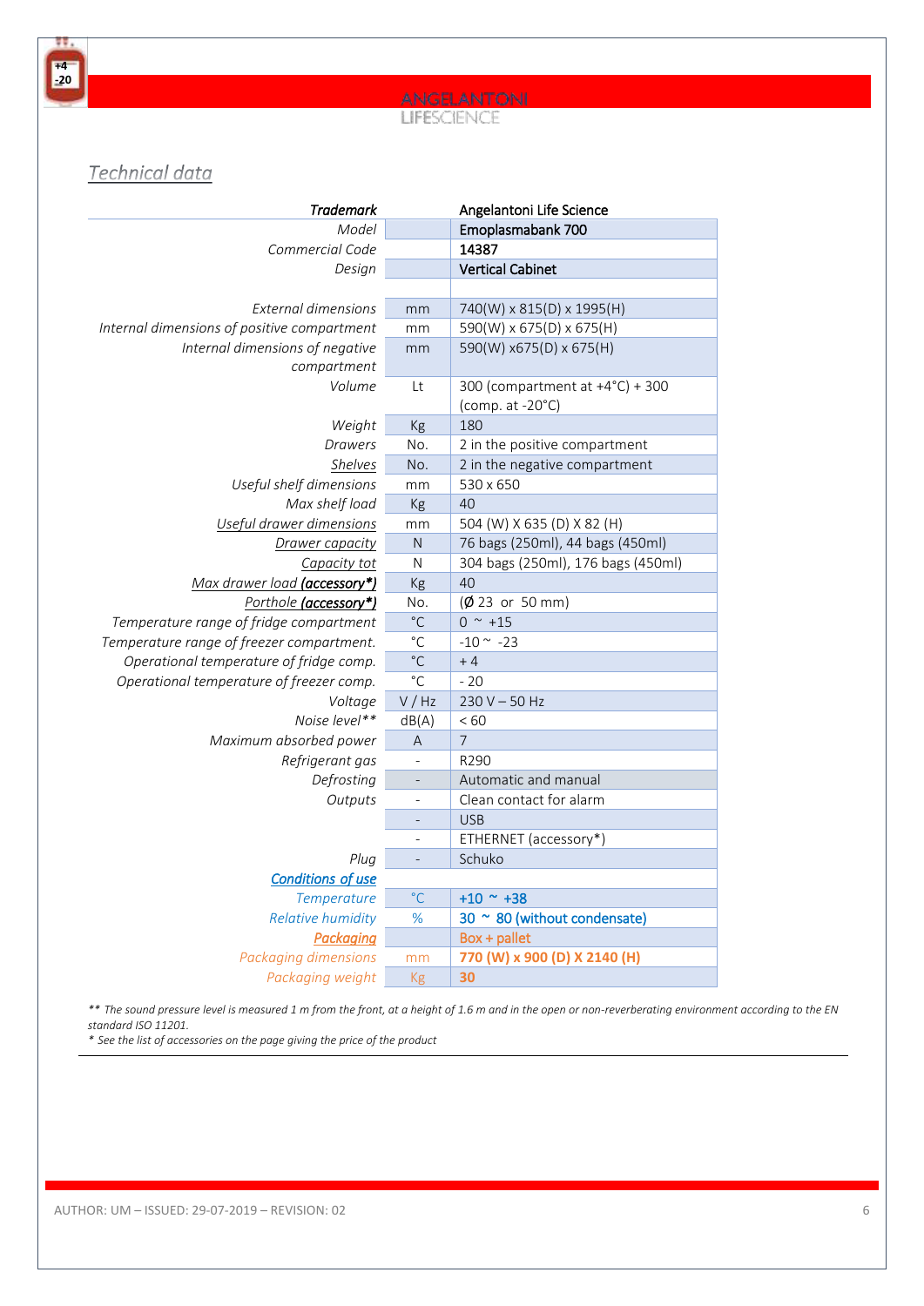## Technical data

| Trademark | | Angelantoni Life Science |
|---|---|---|
| Model | | Emoplasmabank 700 |
| Commercial Code | | 14387 |
| Design | | Vertical Cabinet |
| | | |
| External dimensions | mm | 740(W) x 815(D) x 1995(H) |
| Internal dimensions of positive compartment | mm | 590(W) x 675(D) x 675(H) |
| Internal dimensions of negative compartment | mm | 590(W) x675(D) x 675(H) |
| Volume | Lt | 300 (compartment at +4°C) + 300 (comp. at -20°C) |
| Weight | Kg | 180 |
| Drawers | No. | 2 in the positive compartment |
| Shelves | No. | 2 in the negative compartment |
| Useful shelf dimensions | mm | 530 x 650 |
| Max shelf load | Kg | 40 |
| Useful drawer dimensions | mm | 504 (W) X 635 (D) X 82 (H) |
| Drawer capacity | N | 76 bags (250ml), 44 bags (450ml) |
| Capacity tot | N | 304 bags (250ml), 176 bags (450ml) |
| Max drawer load **(accessory*)** | Kg | 40 |
| Porthole **(accessory*)** | No. | (Ø 23 or 50 mm) |
| Temperature range of fridge compartment | °C | 0 ~ +15 |
| Temperature range of freezer compartment. | °C | -10 ~ -23 |
| Operational temperature of fridge comp. | °C | + 4 |
| Operational temperature of freezer comp. | °C | - 20 |
| Voltage | V / Hz | 230 V – 50 Hz |
| Noise level** | dB(A) | < 60 |
| Maximum absorbed power | A | 7 |
| Refrigerant gas | - | R290 |
| Defrosting | - | Automatic and manual |
| Outputs | - | Clean contact for alarm |
| | - | USB |
| | - | ETHERNET (accessory*) |
| Plug | - | Schuko |
| **Conditions of use** | | |
| Temperature | °C | +10 ~ +38 |
| Relative humidity | % | 30 ~ 80 (without condensate) |
| **Packaging** | | Box + pallet |
| Packaging dimensions | mm | 770 (W) x 900 (D) X 2140 (H) |
| Packaging weight | Kg | 30 |

*** The sound pressure level is measured 1 m from the front, at a height of 1.6 m and in the open or non-reverberating environment according to the EN standard ISO 11201.*

** See the list of accessories on the page giving the price of the product*

AUTHOR: UM – ISSUED: 29-07-2019 – REVISION: 02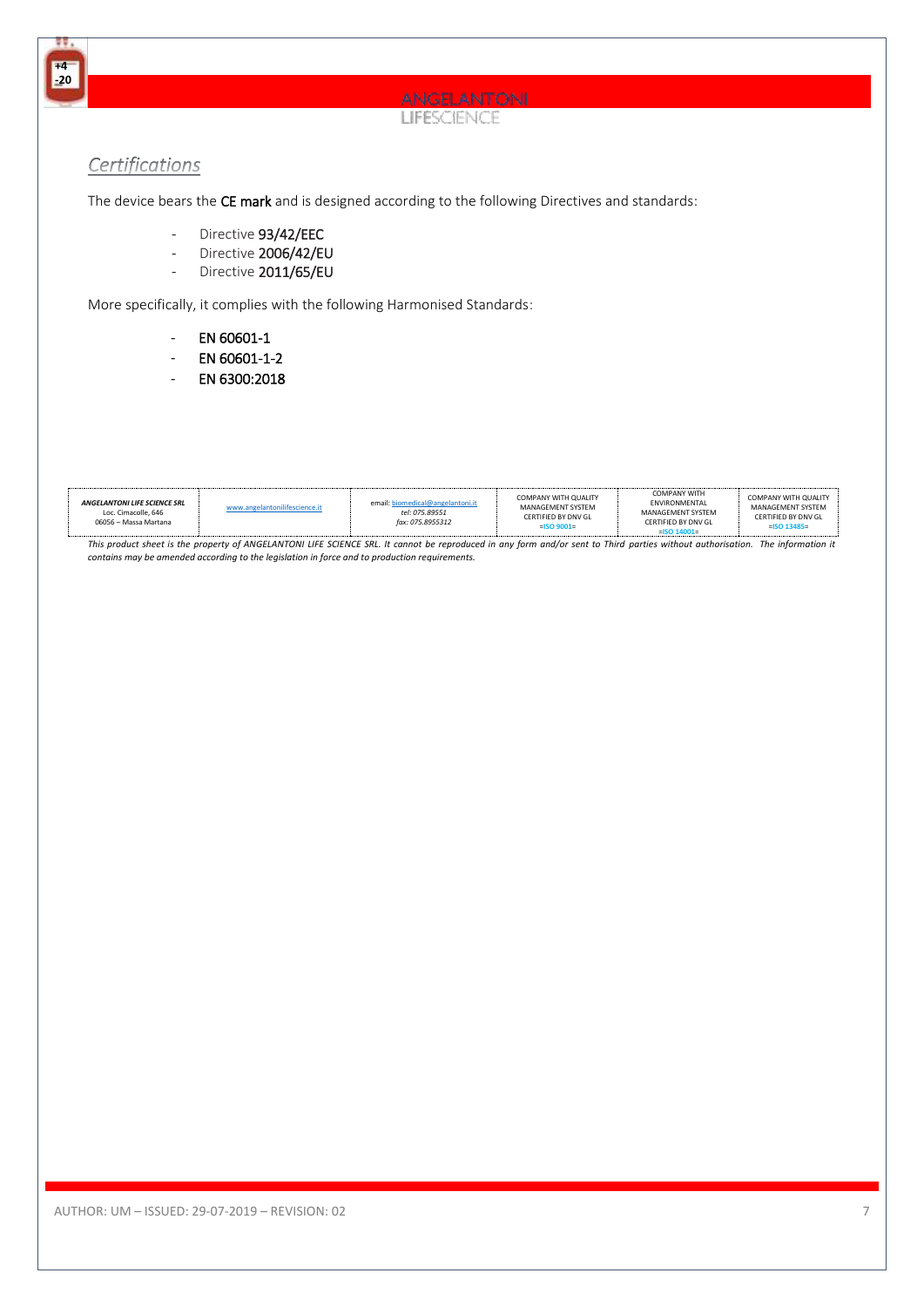## Certifications

The device bears the **CE mark** and is designed according to the following Directives and standards:

- Directive **93/42/EEC**
- Directive **2006/42/EU**
- Directive **2011/65/EU**

More specifically, it complies with the following Harmonised Standards:

- **EN 60601-1**
- **EN 60601-1-2**
- **EN 6300:2018**

| | | | | | |
|---|---|---|---|---|---|
| ***ANGELANTONI LIFE SCIENCE SRL*** Loc. Cimacolle, 646 06056 – Massa Martana | www.angelantonilifescience.it | email: biomedical@angelantoni.it *tel: 075.89551* *fax: 075.8955312* | COMPANY WITH QUALITY MANAGEMENT SYSTEM CERTIFIED BY DNV GL =ISO 9001= | COMPANY WITH ENVIRONMENTAL MANAGEMENT SYSTEM CERTIFIED BY DNV GL =ISO 14001= | COMPANY WITH QUALITY MANAGEMENT SYSTEM CERTIFIED BY DNV GL =ISO 13485= |

*This product sheet is the property of ANGELANTONI LIFE SCIENCE SRL. It cannot be reproduced in any form and/or sent to Third parties without authorisation. The information it contains may be amended according to the legislation in force and to production requirements.*